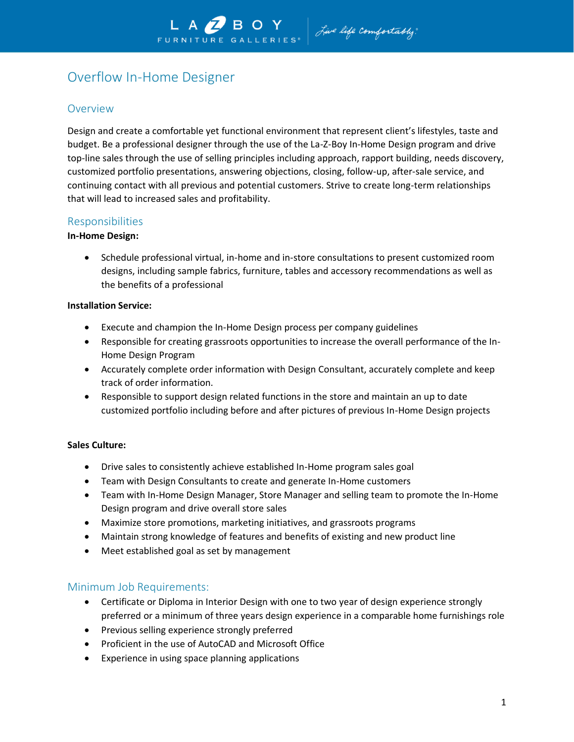# Overflow In-Home Designer

## Overview

Design and create a comfortable yet functional environment that represent client's lifestyles, taste and budget. Be a professional designer through the use of the La-Z-Boy In-Home Design program and drive top-line sales through the use of selling principles including approach, rapport building, needs discovery, customized portfolio presentations, answering objections, closing, follow-up, after-sale service, and continuing contact with all previous and potential customers. Strive to create long-term relationships that will lead to increased sales and profitability.

## Responsibilities

**In-Home Design:**

- Schedule professional virtual, in-home and in-store consultations to present customized room designs, including sample fabrics, furniture, tables and accessory recommendations as well as the benefits of a professional

**Installation Service:**

- Execute and champion the In-Home Design process per company guidelines
- Responsible for creating grassroots opportunities to increase the overall performance of the In-Home Design Program
- Accurately complete order information with Design Consultant, accurately complete and keep track of order information.
- Responsible to support design related functions in the store and maintain an up to date customized portfolio including before and after pictures of previous In-Home Design projects

**Sales Culture:**

- Drive sales to consistently achieve established In-Home program sales goal
- Team with Design Consultants to create and generate In-Home customers
- Team with In-Home Design Manager, Store Manager and selling team to promote the In-Home Design program and drive overall store sales
- Maximize store promotions, marketing initiatives, and grassroots programs
- Maintain strong knowledge of features and benefits of existing and new product line
- Meet established goal as set by management

## Minimum Job Requirements:

- Certificate or Diploma in Interior Design with one to two year of design experience strongly preferred or a minimum of three years design experience in a comparable home furnishings role
- Previous selling experience strongly preferred
- Proficient in the use of AutoCAD and Microsoft Office
- Experience in using space planning applications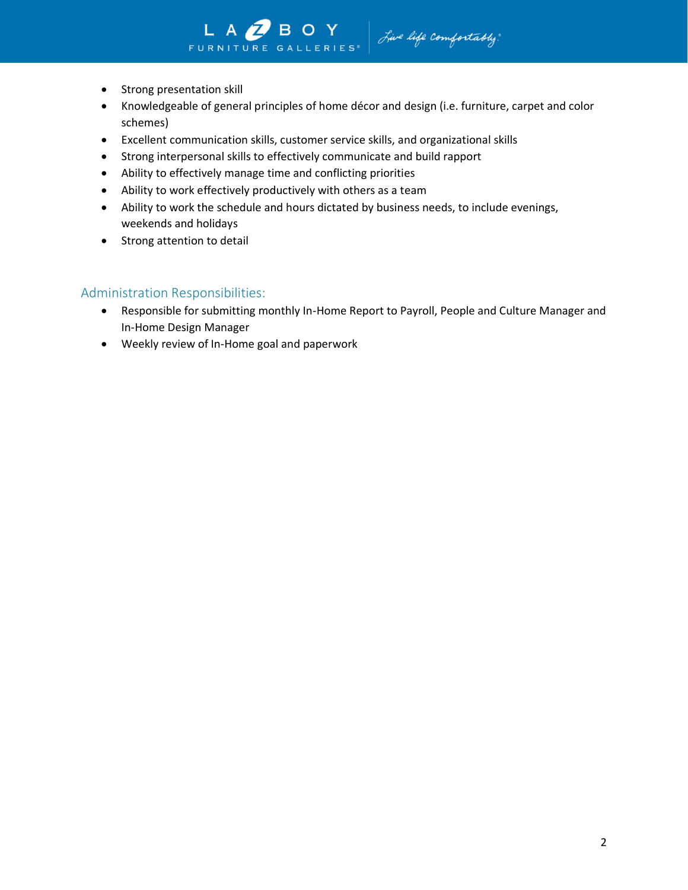- Strong presentation skill
- Knowledgeable of general principles of home décor and design (i.e. furniture, carpet and color schemes)
- Excellent communication skills, customer service skills, and organizational skills
- Strong interpersonal skills to effectively communicate and build rapport
- Ability to effectively manage time and conflicting priorities
- Ability to work effectively productively with others as a team
- Ability to work the schedule and hours dictated by business needs, to include evenings, weekends and holidays
- Strong attention to detail

## Administration Responsibilities:

- Responsible for submitting monthly In-Home Report to Payroll, People and Culture Manager and In-Home Design Manager
- Weekly review of In-Home goal and paperwork